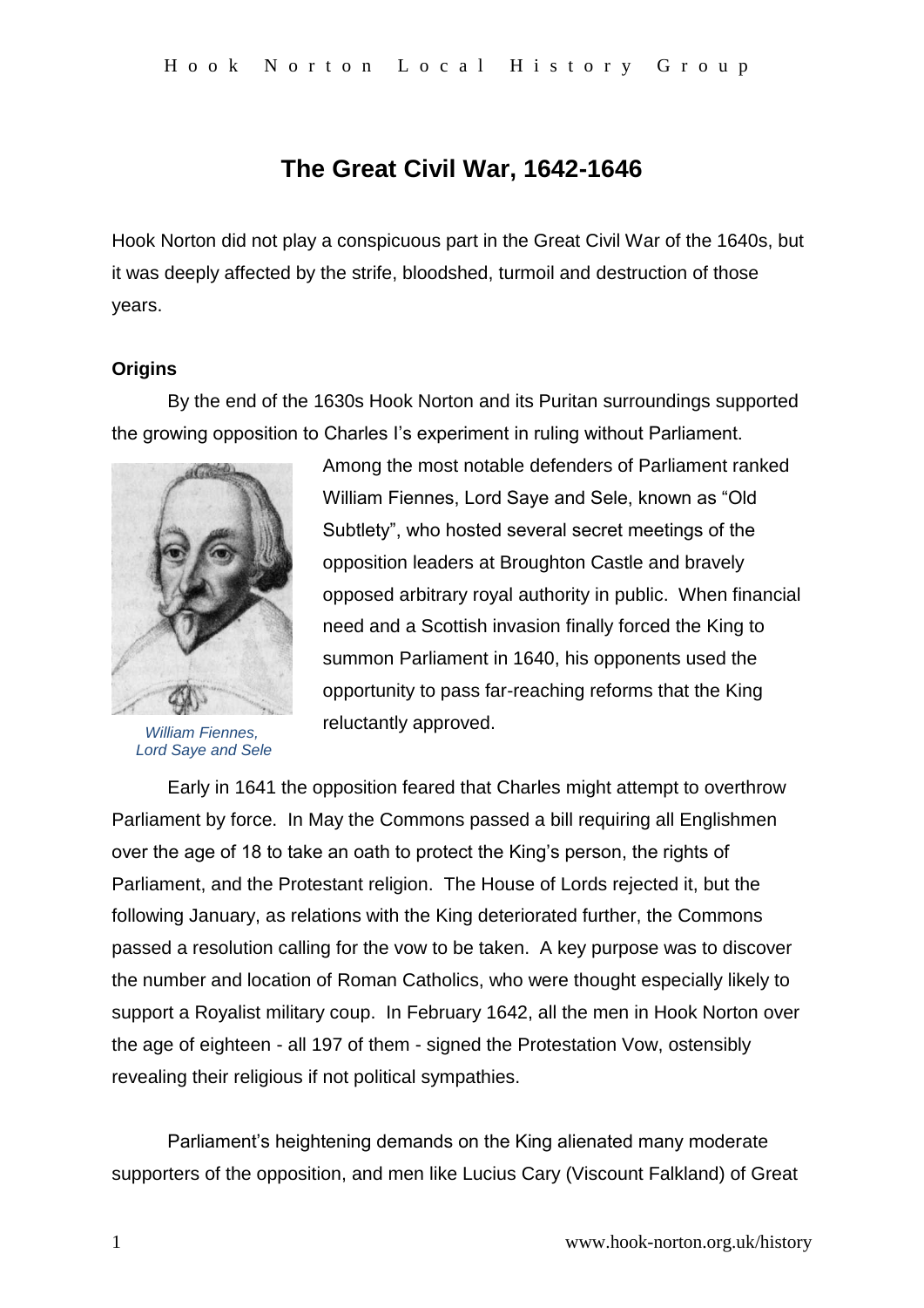# The Great Civil War, 1642-1646

Hook Norton did not play a conspicuous part in the Great Civil War of the 1640s, but it was deeply affected by the strife, bloodshed, turmoil and destruction of those years.

**Origins**

By the end of the 1630s Hook Norton and its Puritan surroundings supported the growing opposition to Charles I's experiment in ruling without Parliament. Among the most notable defenders of Parliament ranked William Fiennes, Lord Saye and Sele, known as "Old Subtlety", who hosted several secret meetings of the opposition leaders at Broughton Castle and bravely opposed arbitrary royal authority in public. When financial need and a Scottish invasion finally forced the King to summon Parliament in 1640, his opponents used the opportunity to pass far-reaching reforms that the King reluctantly approved.

*William Fiennes, Lord Saye and Sele*

Early in 1641 the opposition feared that Charles might attempt to overthrow Parliament by force. In May the Commons passed a bill requiring all Englishmen over the age of 18 to take an oath to protect the King's person, the rights of Parliament, and the Protestant religion. The House of Lords rejected it, but the following January, as relations with the King deteriorated further, the Commons passed a resolution calling for the vow to be taken. A key purpose was to discover the number and location of Roman Catholics, who were thought especially likely to support a Royalist military coup. In February 1642, all the men in Hook Norton over the age of eighteen - all 197 of them - signed the Protestation Vow, ostensibly revealing their religious if not political sympathies.

Parliament's heightening demands on the King alienated many moderate supporters of the opposition, and men like Lucius Cary (Viscount Falkland) of Great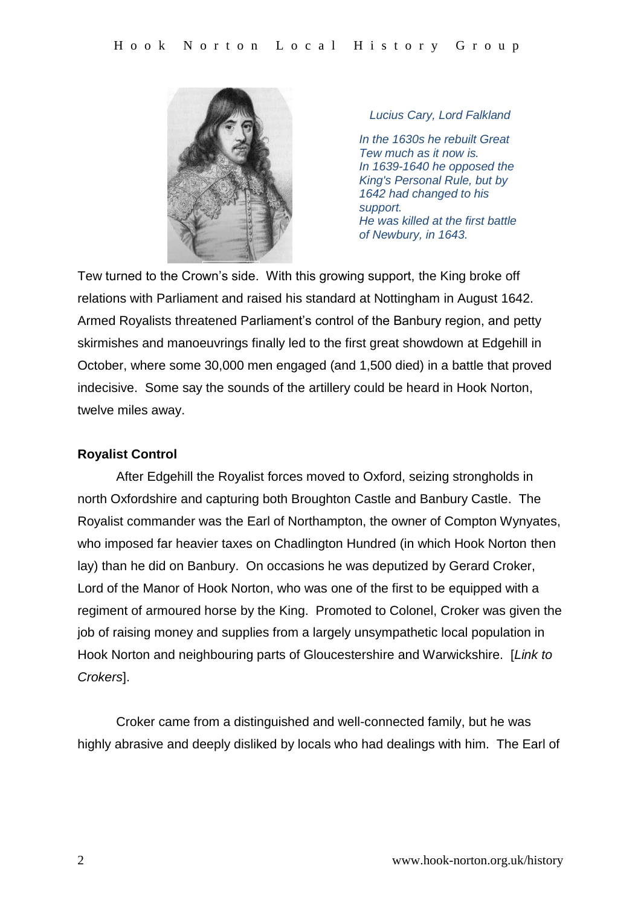*Lucius Cary, Lord Falkland*

*In the 1630s he rebuilt Great Tew much as it now is.*
*In 1639-1640 he opposed the King's Personal Rule, but by 1642 had changed to his support.*
*He was killed at the first battle of Newbury, in 1643.*

Tew turned to the Crown's side. With this growing support, the King broke off relations with Parliament and raised his standard at Nottingham in August 1642. Armed Royalists threatened Parliament's control of the Banbury region, and petty skirmishes and manoeuvrings finally led to the first great showdown at Edgehill in October, where some 30,000 men engaged (and 1,500 died) in a battle that proved indecisive. Some say the sounds of the artillery could be heard in Hook Norton, twelve miles away.

**Royalist Control**

After Edgehill the Royalist forces moved to Oxford, seizing strongholds in north Oxfordshire and capturing both Broughton Castle and Banbury Castle. The Royalist commander was the Earl of Northampton, the owner of Compton Wynyates, who imposed far heavier taxes on Chadlington Hundred (in which Hook Norton then lay) than he did on Banbury. On occasions he was deputized by Gerard Croker, Lord of the Manor of Hook Norton, who was one of the first to be equipped with a regiment of armoured horse by the King. Promoted to Colonel, Croker was given the job of raising money and supplies from a largely unsympathetic local population in Hook Norton and neighbouring parts of Gloucestershire and Warwickshire. [*Link to Crokers*].

Croker came from a distinguished and well-connected family, but he was highly abrasive and deeply disliked by locals who had dealings with him. The Earl of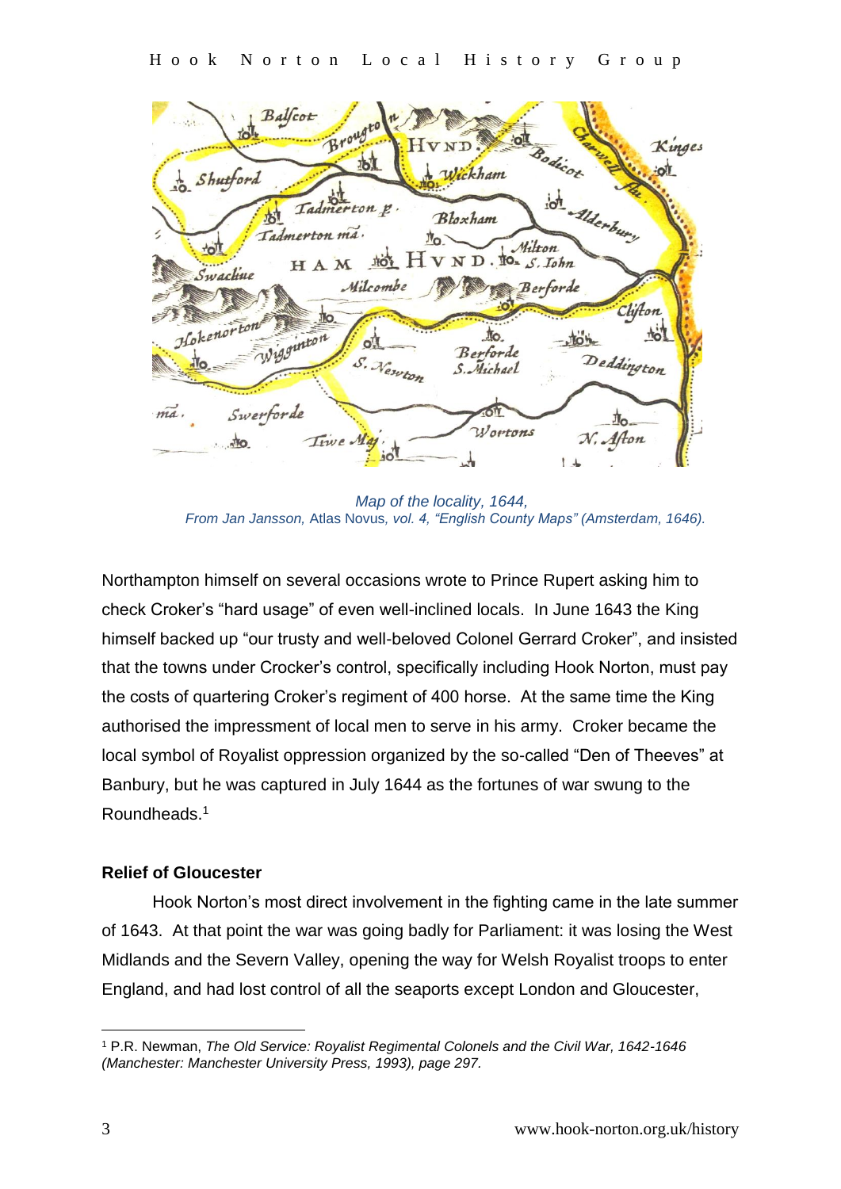*Map of the locality, 1644,*
*From Jan Jansson,* Atlas Novus*, vol. 4, "English County Maps" (Amsterdam, 1646).*

Northampton himself on several occasions wrote to Prince Rupert asking him to check Croker's "hard usage" of even well-inclined locals. In June 1643 the King himself backed up "our trusty and well-beloved Colonel Gerrard Croker", and insisted that the towns under Crocker's control, specifically including Hook Norton, must pay the costs of quartering Croker's regiment of 400 horse. At the same time the King authorised the impressment of local men to serve in his army. Croker became the local symbol of Royalist oppression organized by the so-called "Den of Theeves" at Banbury, but he was captured in July 1644 as the fortunes of war swung to the Roundheads.[1]

**Relief of Gloucester**

Hook Norton's most direct involvement in the fighting came in the late summer of 1643. At that point the war was going badly for Parliament: it was losing the West Midlands and the Severn Valley, opening the way for Welsh Royalist troops to enter England, and had lost control of all the seaports except London and Gloucester,

[1] P.R. Newman, *The Old Service: Royalist Regimental Colonels and the Civil War, 1642-1646 (Manchester: Manchester University Press, 1993), page 297.*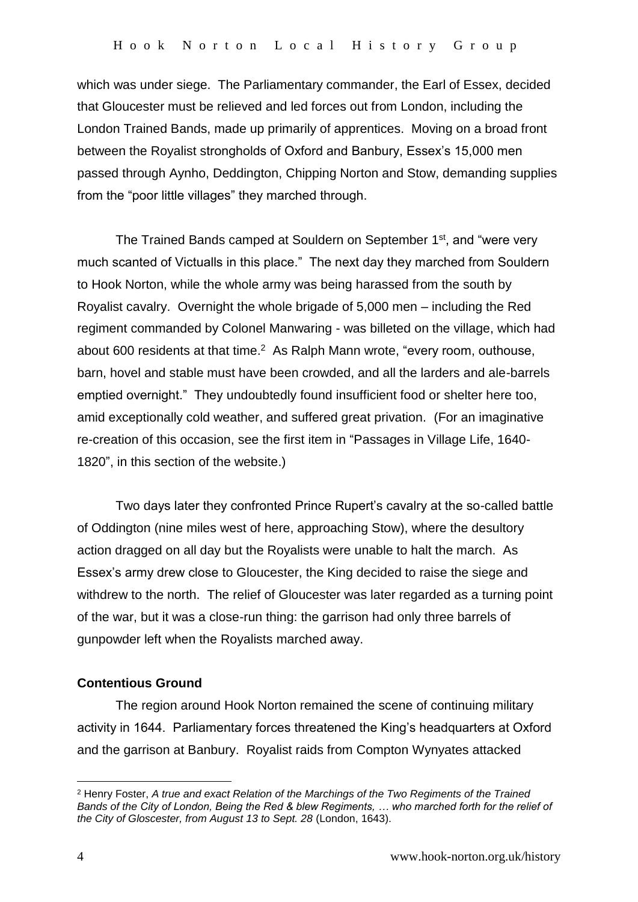which was under siege. The Parliamentary commander, the Earl of Essex, decided that Gloucester must be relieved and led forces out from London, including the London Trained Bands, made up primarily of apprentices. Moving on a broad front between the Royalist strongholds of Oxford and Banbury, Essex's 15,000 men passed through Aynho, Deddington, Chipping Norton and Stow, demanding supplies from the "poor little villages" they marched through.

The Trained Bands camped at Souldern on September 1st, and "were very much scanted of Victualls in this place." The next day they marched from Souldern to Hook Norton, while the whole army was being harassed from the south by Royalist cavalry. Overnight the whole brigade of 5,000 men – including the Red regiment commanded by Colonel Manwaring - was billeted on the village, which had about 600 residents at that time.[2] As Ralph Mann wrote, "every room, outhouse, barn, hovel and stable must have been crowded, and all the larders and ale-barrels emptied overnight." They undoubtedly found insufficient food or shelter here too, amid exceptionally cold weather, and suffered great privation. (For an imaginative re-creation of this occasion, see the first item in "Passages in Village Life, 1640-1820", in this section of the website.)

Two days later they confronted Prince Rupert's cavalry at the so-called battle of Oddington (nine miles west of here, approaching Stow), where the desultory action dragged on all day but the Royalists were unable to halt the march. As Essex's army drew close to Gloucester, the King decided to raise the siege and withdrew to the north. The relief of Gloucester was later regarded as a turning point of the war, but it was a close-run thing: the garrison had only three barrels of gunpowder left when the Royalists marched away.

**Contentious Ground**

The region around Hook Norton remained the scene of continuing military activity in 1644. Parliamentary forces threatened the King's headquarters at Oxford and the garrison at Banbury. Royalist raids from Compton Wynyates attacked

---

[2] Henry Foster, *A true and exact Relation of the Marchings of the Two Regiments of the Trained Bands of the City of London, Being the Red & blew Regiments, … who marched forth for the relief of the City of Gloscester, from August 13 to Sept. 28* (London, 1643).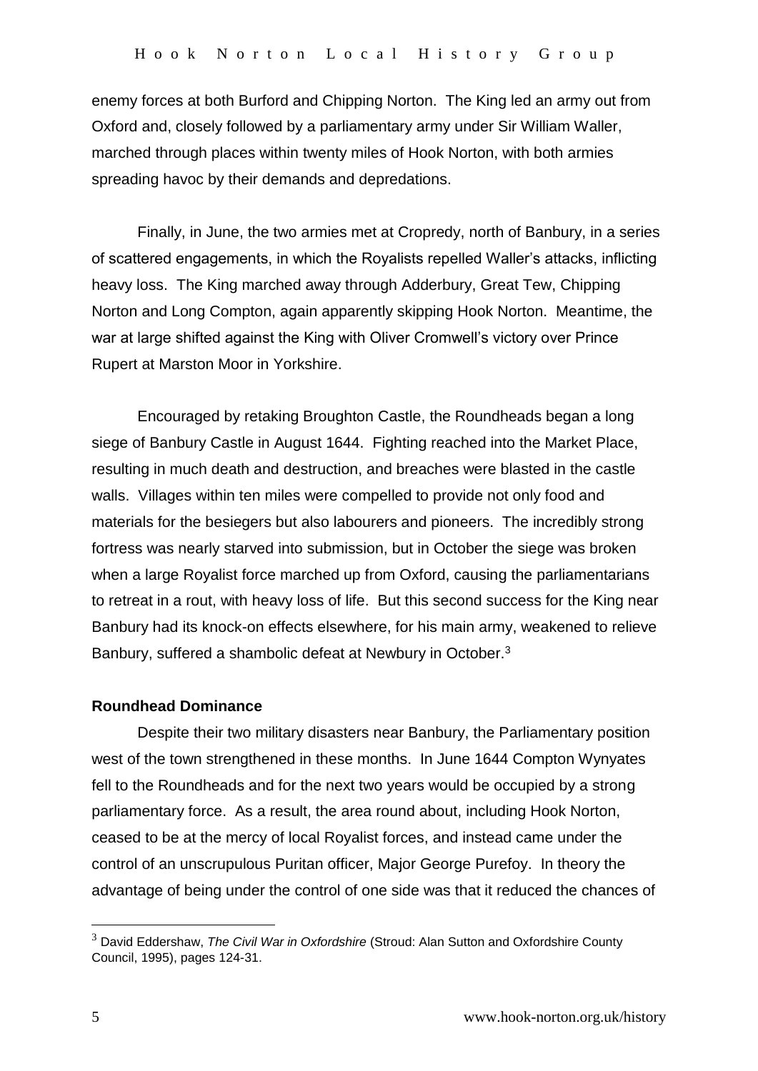enemy forces at both Burford and Chipping Norton. The King led an army out from Oxford and, closely followed by a parliamentary army under Sir William Waller, marched through places within twenty miles of Hook Norton, with both armies spreading havoc by their demands and depredations.

Finally, in June, the two armies met at Cropredy, north of Banbury, in a series of scattered engagements, in which the Royalists repelled Waller's attacks, inflicting heavy loss. The King marched away through Adderbury, Great Tew, Chipping Norton and Long Compton, again apparently skipping Hook Norton. Meantime, the war at large shifted against the King with Oliver Cromwell's victory over Prince Rupert at Marston Moor in Yorkshire.

Encouraged by retaking Broughton Castle, the Roundheads began a long siege of Banbury Castle in August 1644. Fighting reached into the Market Place, resulting in much death and destruction, and breaches were blasted in the castle walls. Villages within ten miles were compelled to provide not only food and materials for the besiegers but also labourers and pioneers. The incredibly strong fortress was nearly starved into submission, but in October the siege was broken when a large Royalist force marched up from Oxford, causing the parliamentarians to retreat in a rout, with heavy loss of life. But this second success for the King near Banbury had its knock-on effects elsewhere, for his main army, weakened to relieve Banbury, suffered a shambolic defeat at Newbury in October.[3]

**Roundhead Dominance**

Despite their two military disasters near Banbury, the Parliamentary position west of the town strengthened in these months. In June 1644 Compton Wynyates fell to the Roundheads and for the next two years would be occupied by a strong parliamentary force. As a result, the area round about, including Hook Norton, ceased to be at the mercy of local Royalist forces, and instead came under the control of an unscrupulous Puritan officer, Major George Purefoy. In theory the advantage of being under the control of one side was that it reduced the chances of

[3] David Eddershaw, *The Civil War in Oxfordshire* (Stroud: Alan Sutton and Oxfordshire County Council, 1995), pages 124-31.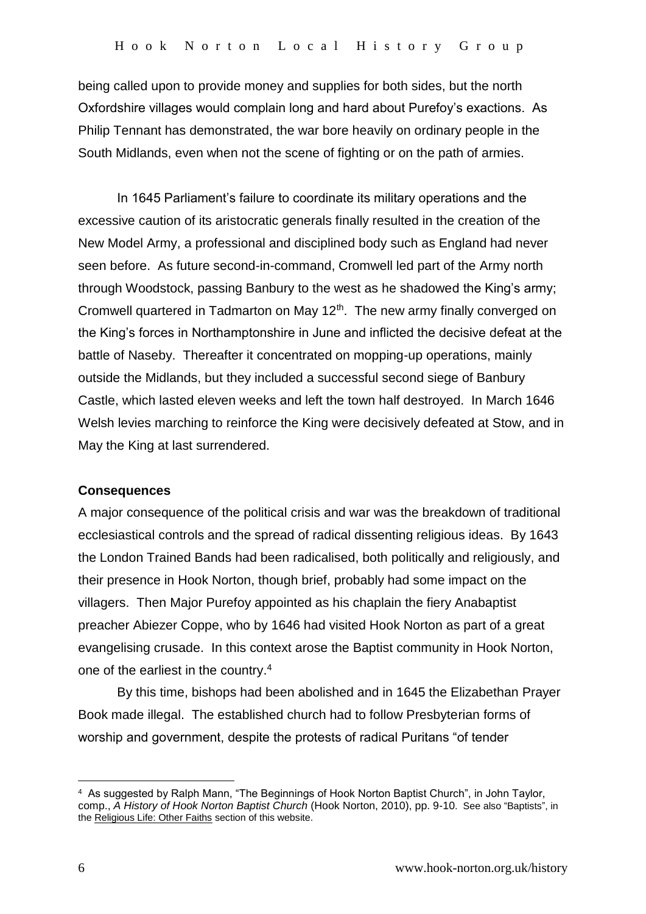being called upon to provide money and supplies for both sides, but the north Oxfordshire villages would complain long and hard about Purefoy's exactions. As Philip Tennant has demonstrated, the war bore heavily on ordinary people in the South Midlands, even when not the scene of fighting or on the path of armies.

In 1645 Parliament's failure to coordinate its military operations and the excessive caution of its aristocratic generals finally resulted in the creation of the New Model Army, a professional and disciplined body such as England had never seen before. As future second-in-command, Cromwell led part of the Army north through Woodstock, passing Banbury to the west as he shadowed the King's army; Cromwell quartered in Tadmarton on May 12th. The new army finally converged on the King's forces in Northamptonshire in June and inflicted the decisive defeat at the battle of Naseby. Thereafter it concentrated on mopping-up operations, mainly outside the Midlands, but they included a successful second siege of Banbury Castle, which lasted eleven weeks and left the town half destroyed. In March 1646 Welsh levies marching to reinforce the King were decisively defeated at Stow, and in May the King at last surrendered.

**Consequences**

A major consequence of the political crisis and war was the breakdown of traditional ecclesiastical controls and the spread of radical dissenting religious ideas. By 1643 the London Trained Bands had been radicalised, both politically and religiously, and their presence in Hook Norton, though brief, probably had some impact on the villagers. Then Major Purefoy appointed as his chaplain the fiery Anabaptist preacher Abiezer Coppe, who by 1646 had visited Hook Norton as part of a great evangelising crusade. In this context arose the Baptist community in Hook Norton, one of the earliest in the country.[4]

By this time, bishops had been abolished and in 1645 the Elizabethan Prayer Book made illegal. The established church had to follow Presbyterian forms of worship and government, despite the protests of radical Puritans "of tender

---

[4] As suggested by Ralph Mann, "The Beginnings of Hook Norton Baptist Church", in John Taylor, comp., *A History of Hook Norton Baptist Church* (Hook Norton, 2010), pp. 9-10. See also "Baptists", in the Religious Life: Other Faiths section of this website.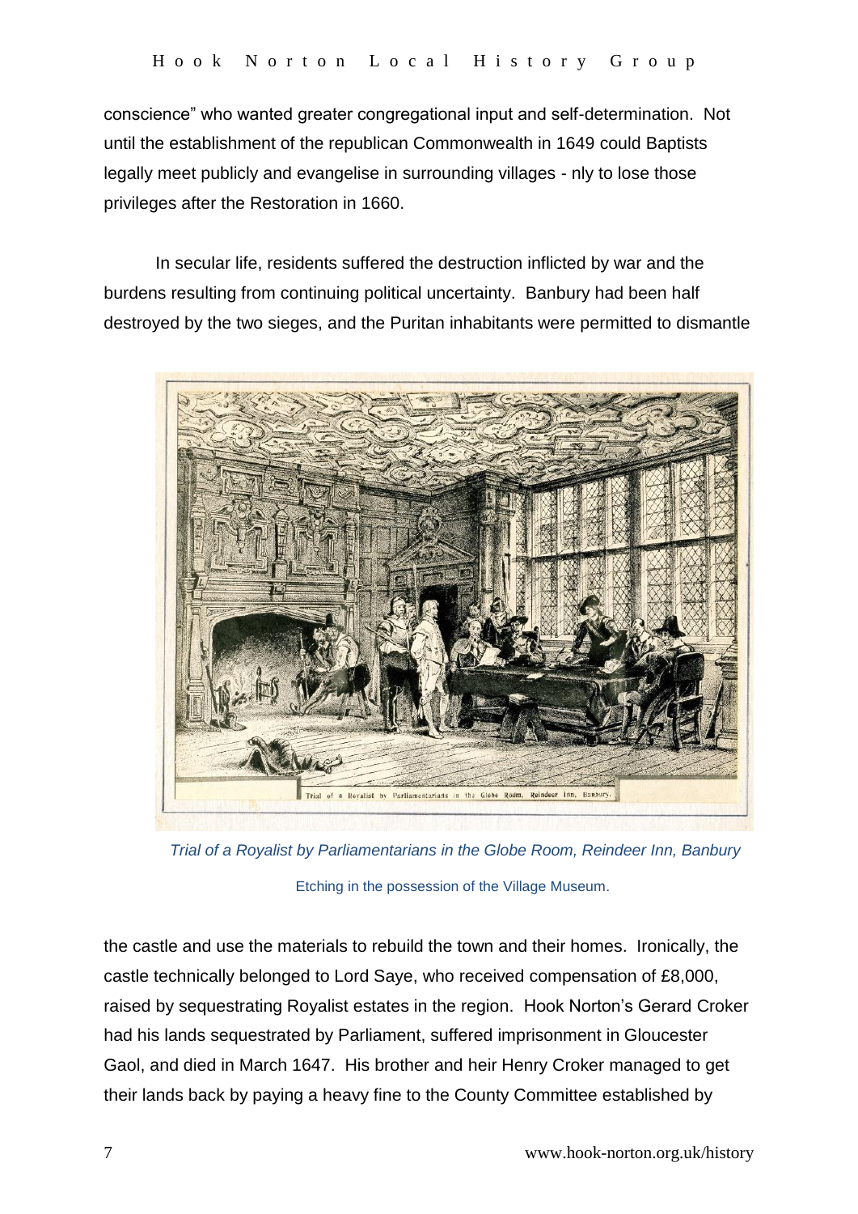conscience" who wanted greater congregational input and self-determination. Not until the establishment of the republican Commonwealth in 1649 could Baptists legally meet publicly and evangelise in surrounding villages - nly to lose those privileges after the Restoration in 1660.

In secular life, residents suffered the destruction inflicted by war and the burdens resulting from continuing political uncertainty. Banbury had been half destroyed by the two sieges, and the Puritan inhabitants were permitted to dismantle the castle and use the materials to rebuild the town and their homes. Ironically, the castle technically belonged to Lord Saye, who received compensation of £8,000, raised by sequestrating Royalist estates in the region. Hook Norton's Gerard Croker had his lands sequestrated by Parliament, suffered imprisonment in Gloucester Gaol, and died in March 1647. His brother and heir Henry Croker managed to get their lands back by paying a heavy fine to the County Committee established by

*Trial of a Royalist by Parliamentarians in the Globe Room, Reindeer Inn, Banbury*

Etching in the possession of the Village Museum.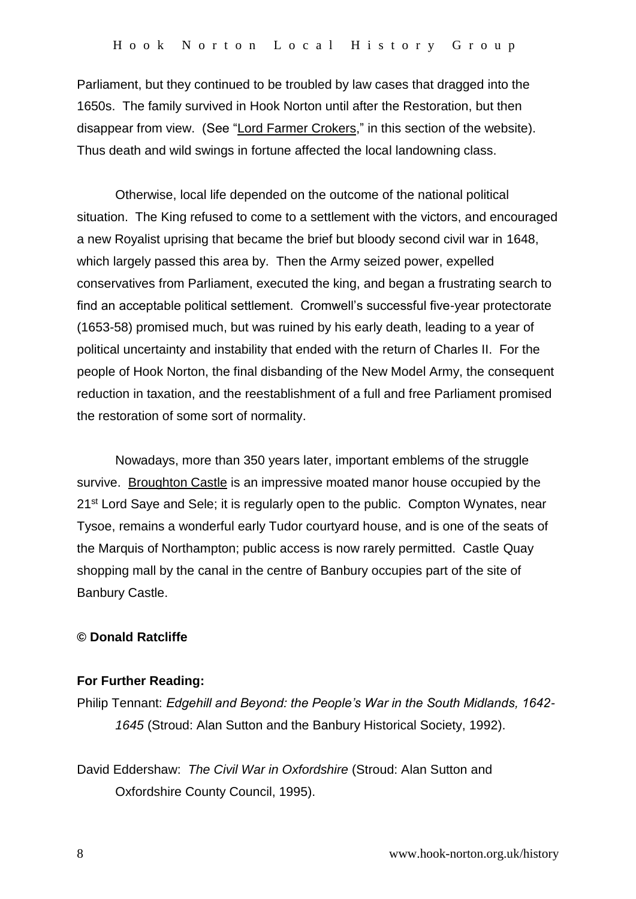Parliament, but they continued to be troubled by law cases that dragged into the 1650s. The family survived in Hook Norton until after the Restoration, but then disappear from view. (See "Lord Farmer Crokers," in this section of the website). Thus death and wild swings in fortune affected the local landowning class.

Otherwise, local life depended on the outcome of the national political situation. The King refused to come to a settlement with the victors, and encouraged a new Royalist uprising that became the brief but bloody second civil war in 1648, which largely passed this area by. Then the Army seized power, expelled conservatives from Parliament, executed the king, and began a frustrating search to find an acceptable political settlement. Cromwell's successful five-year protectorate (1653-58) promised much, but was ruined by his early death, leading to a year of political uncertainty and instability that ended with the return of Charles II. For the people of Hook Norton, the final disbanding of the New Model Army, the consequent reduction in taxation, and the reestablishment of a full and free Parliament promised the restoration of some sort of normality.

Nowadays, more than 350 years later, important emblems of the struggle survive. Broughton Castle is an impressive moated manor house occupied by the 21st Lord Saye and Sele; it is regularly open to the public. Compton Wynates, near Tysoe, remains a wonderful early Tudor courtyard house, and is one of the seats of the Marquis of Northampton; public access is now rarely permitted. Castle Quay shopping mall by the canal in the centre of Banbury occupies part of the site of Banbury Castle.

**© Donald Ratcliffe**

**For Further Reading:**

Philip Tennant: *Edgehill and Beyond: the People's War in the South Midlands, 1642-1645* (Stroud: Alan Sutton and the Banbury Historical Society, 1992).

David Eddershaw: *The Civil War in Oxfordshire* (Stroud: Alan Sutton and Oxfordshire County Council, 1995).